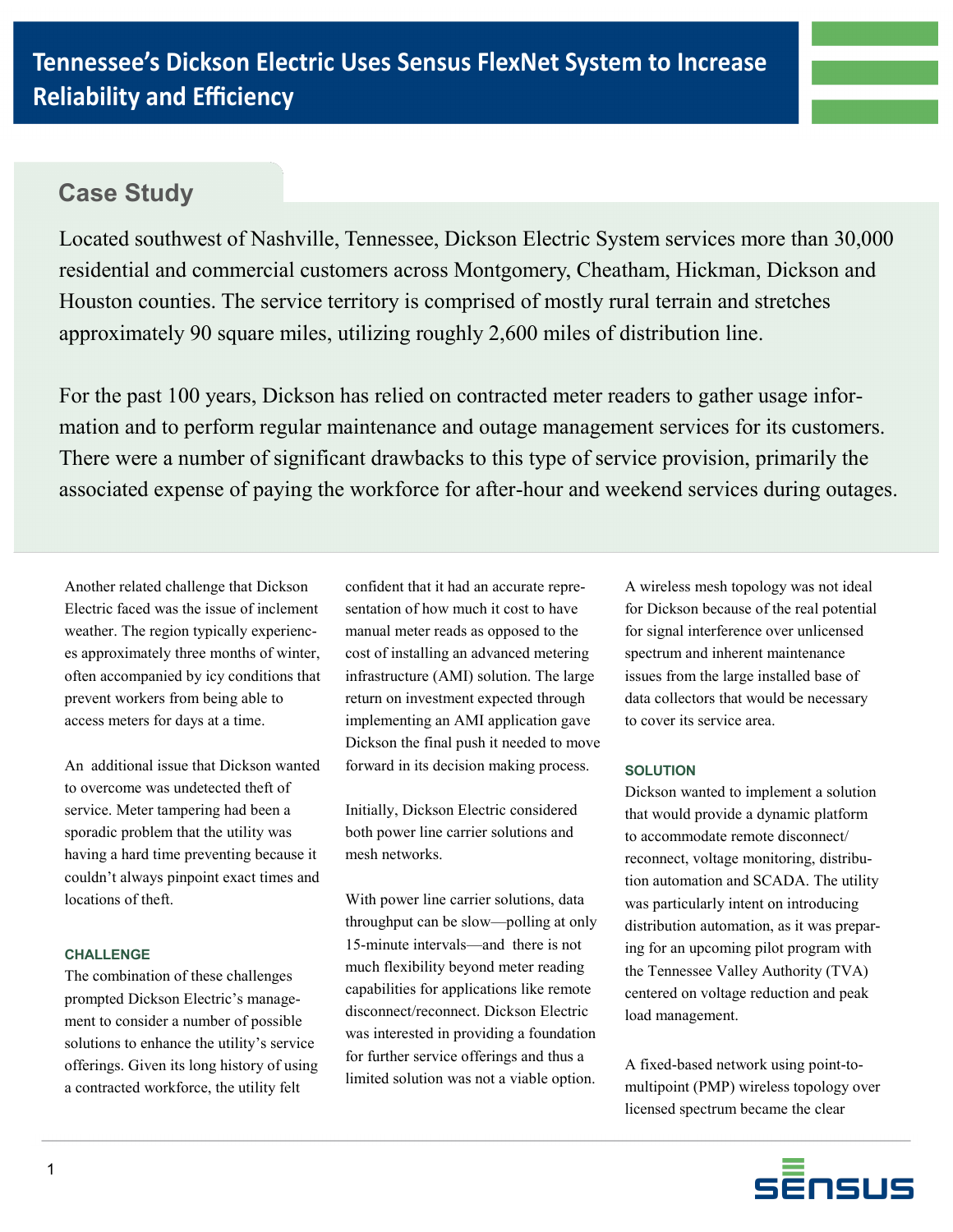# Tennessee's Dickson Electric Uses Sensus FlexNet System to Increase Reliability and Efficiency

## Case Study

Located southwest of Nashville, Tennessee, Dickson Electric System services more than 30,000 residential and commercial customers across Montgomery, Cheatham, Hickman, Dickson and Houston counties. The service territory is comprised of mostly rural terrain and stretches approximately 90 square miles, utilizing roughly 2,600 miles of distribution line.

For the past 100 years, Dickson has relied on contracted meter readers to gather usage information and to perform regular maintenance and outage management services for its customers. There were a number of significant drawbacks to this type of service provision, primarily the associated expense of paying the workforce for after-hour and weekend services during outages.

Another related challenge that Dickson Electric faced was the issue of inclement weather. The region typically experiences approximately three months of winter, often accompanied by icy conditions that prevent workers from being able to access meters for days at a time.

An additional issue that Dickson wanted to overcome was undetected theft of service. Meter tampering had been a sporadic problem that the utility was having a hard time preventing because it couldn't always pinpoint exact times and locations of theft.

### CHALLENGE

The combination of these challenges prompted Dickson Electric's management to consider a number of possible solutions to enhance the utility's service offerings. Given its long history of using a contracted workforce, the utility felt confident that it had an accurate representation of how much it cost to have manual meter reads as opposed to the cost of installing an advanced metering infrastructure (AMI) solution. The large return on investment expected through implementing an AMI application gave Dickson the final push it needed to move forward in its decision making process.

Initially, Dickson Electric considered both power line carrier solutions and mesh networks.

With power line carrier solutions, data throughput can be slow—polling at only 15-minute intervals—and there is not much flexibility beyond meter reading capabilities for applications like remote disconnect/reconnect. Dickson Electric was interested in providing a foundation for further service offerings and thus a limited solution was not a viable option.

A wireless mesh topology was not ideal for Dickson because of the real potential for signal interference over unlicensed spectrum and inherent maintenance issues from the large installed base of data collectors that would be necessary to cover its service area.

### SOLUTION

Dickson wanted to implement a solution that would provide a dynamic platform to accommodate remote disconnect/reconnect, voltage monitoring, distribution automation and SCADA. The utility was particularly intent on introducing distribution automation, as it was preparing for an upcoming pilot program with the Tennessee Valley Authority (TVA) centered on voltage reduction and peak load management.

A fixed-based network using point-to-multipoint (PMP) wireless topology over licensed spectrum became the clear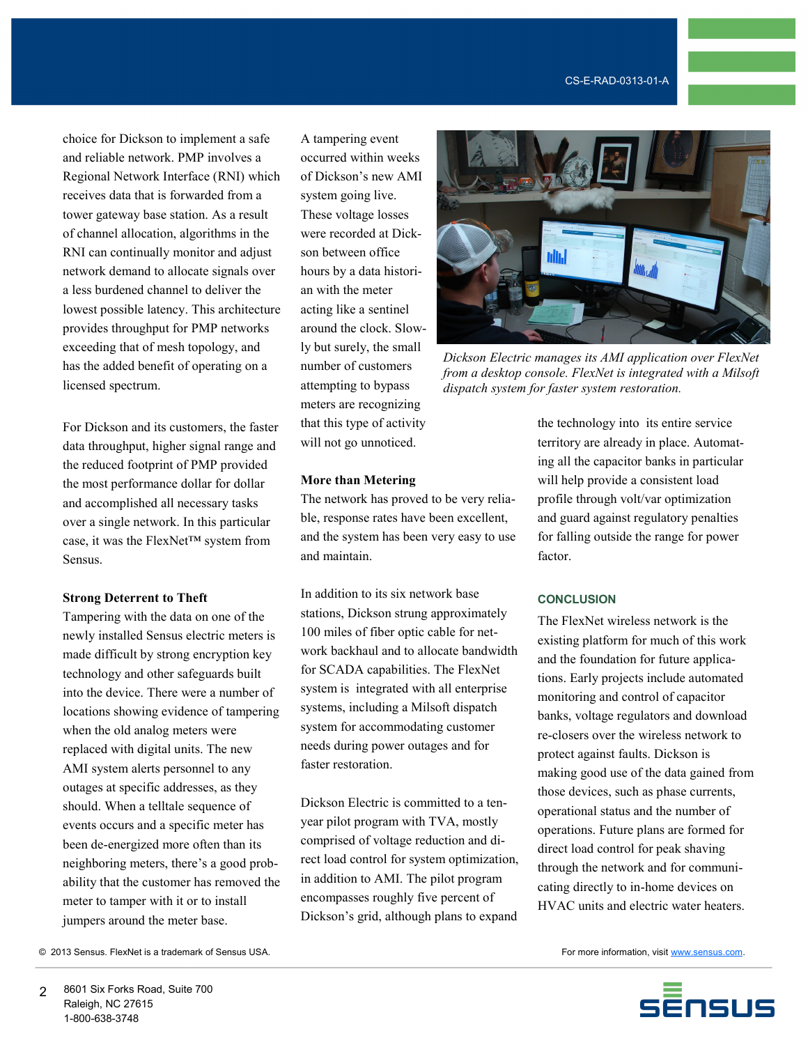choice for Dickson to implement a safe and reliable network. PMP involves a Regional Network Interface (RNI) which receives data that is forwarded from a tower gateway base station. As a result of channel allocation, algorithms in the RNI can continually monitor and adjust network demand to allocate signals over a less burdened channel to deliver the lowest possible latency. This architecture provides throughput for PMP networks exceeding that of mesh topology, and has the added benefit of operating on a licensed spectrum.

For Dickson and its customers, the faster data throughput, higher signal range and the reduced footprint of PMP provided the most performance dollar for dollar and accomplished all necessary tasks over a single network. In this particular case, it was the FlexNet™ system from Sensus.

**Strong Deterrent to Theft**

Tampering with the data on one of the newly installed Sensus electric meters is made difficult by strong encryption key technology and other safeguards built into the device. There were a number of locations showing evidence of tampering when the old analog meters were replaced with digital units. The new AMI system alerts personnel to any outages at specific addresses, as they should. When a telltale sequence of events occurs and a specific meter has been de-energized more often than its neighboring meters, there's a good probability that the customer has removed the meter to tamper with it or to install jumpers around the meter base.

A tampering event occurred within weeks of Dickson's new AMI system going live. These voltage losses were recorded at Dickson between office hours by a data historian with the meter acting like a sentinel around the clock. Slowly but surely, the small number of customers attempting to bypass meters are recognizing that this type of activity will not go unnoticed.

*Dickson Electric manages its AMI application over FlexNet from a desktop console. FlexNet is integrated with a Milsoft dispatch system for faster system restoration.*

**More than Metering**

The network has proved to be very reliable, response rates have been excellent, and the system has been very easy to use and maintain.

In addition to its six network base stations, Dickson strung approximately 100 miles of fiber optic cable for network backhaul and to allocate bandwidth for SCADA capabilities. The FlexNet system is integrated with all enterprise systems, including a Milsoft dispatch system for accommodating customer needs during power outages and for faster restoration.

Dickson Electric is committed to a ten-year pilot program with TVA, mostly comprised of voltage reduction and direct load control for system optimization, in addition to AMI. The pilot program encompasses roughly five percent of Dickson's grid, although plans to expand the technology into its entire service territory are already in place. Automating all the capacitor banks in particular will help provide a consistent load profile through volt/var optimization and guard against regulatory penalties for falling outside the range for power factor.

## CONCLUSION

The FlexNet wireless network is the existing platform for much of this work and the foundation for future applications. Early projects include automated monitoring and control of capacitor banks, voltage regulators and download re-closers over the wireless network to protect against faults. Dickson is making good use of the data gained from those devices, such as phase currents, operational status and the number of operations. Future plans are formed for direct load control for peak shaving through the network and for communicating directly to in-home devices on HVAC units and electric water heaters.

© 2013 Sensus. FlexNet is a trademark of Sensus USA.

For more information, visit www.sensus.com.

8601 Six Forks Road, Suite 700
Raleigh, NC 27615
1-800-638-3748